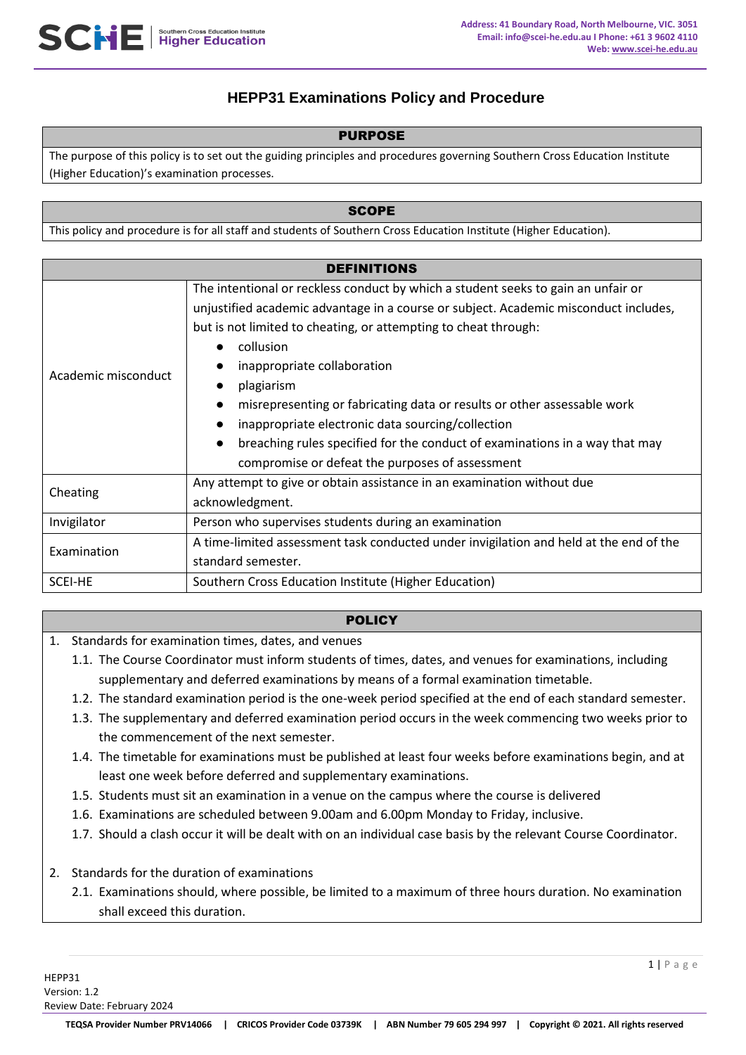# HEPP31 Examinations Policy and Procedure

## PURPOSE

The purpose of this policy is to set out the guiding principles and procedures governing Southern Cross Education Institute (Higher Education)'s examination processes.

## SCOPE

This policy and procedure is for all staff and students of Southern Cross Education Institute (Higher Education).

## DEFINITIONS

| Term | Definition |
|---|---|
| Academic misconduct | The intentional or reckless conduct by which a student seeks to gain an unfair or unjustified academic advantage in a course or subject. Academic misconduct includes, but is not limited to cheating, or attempting to cheat through: <br>● collusion<br>● inappropriate collaboration<br>● plagiarism<br>● misrepresenting or fabricating data or results or other assessable work<br>● inappropriate electronic data sourcing/collection<br>● breaching rules specified for the conduct of examinations in a way that may compromise or defeat the purposes of assessment |
| Cheating | Any attempt to give or obtain assistance in an examination without due acknowledgment. |
| Invigilator | Person who supervises students during an examination |
| Examination | A time-limited assessment task conducted under invigilation and held at the end of the standard semester. |
| SCEI-HE | Southern Cross Education Institute (Higher Education) |

## POLICY

1. Standards for examination times, dates, and venues
   1.1. The Course Coordinator must inform students of times, dates, and venues for examinations, including supplementary and deferred examinations by means of a formal examination timetable.
   1.2. The standard examination period is the one-week period specified at the end of each standard semester.
   1.3. The supplementary and deferred examination period occurs in the week commencing two weeks prior to the commencement of the next semester.
   1.4. The timetable for examinations must be published at least four weeks before examinations begin, and at least one week before deferred and supplementary examinations.
   1.5. Students must sit an examination in a venue on the campus where the course is delivered
   1.6. Examinations are scheduled between 9.00am and 6.00pm Monday to Friday, inclusive.
   1.7. Should a clash occur it will be dealt with on an individual case basis by the relevant Course Coordinator.

2. Standards for the duration of examinations
   2.1. Examinations should, where possible, be limited to a maximum of three hours duration. No examination shall exceed this duration.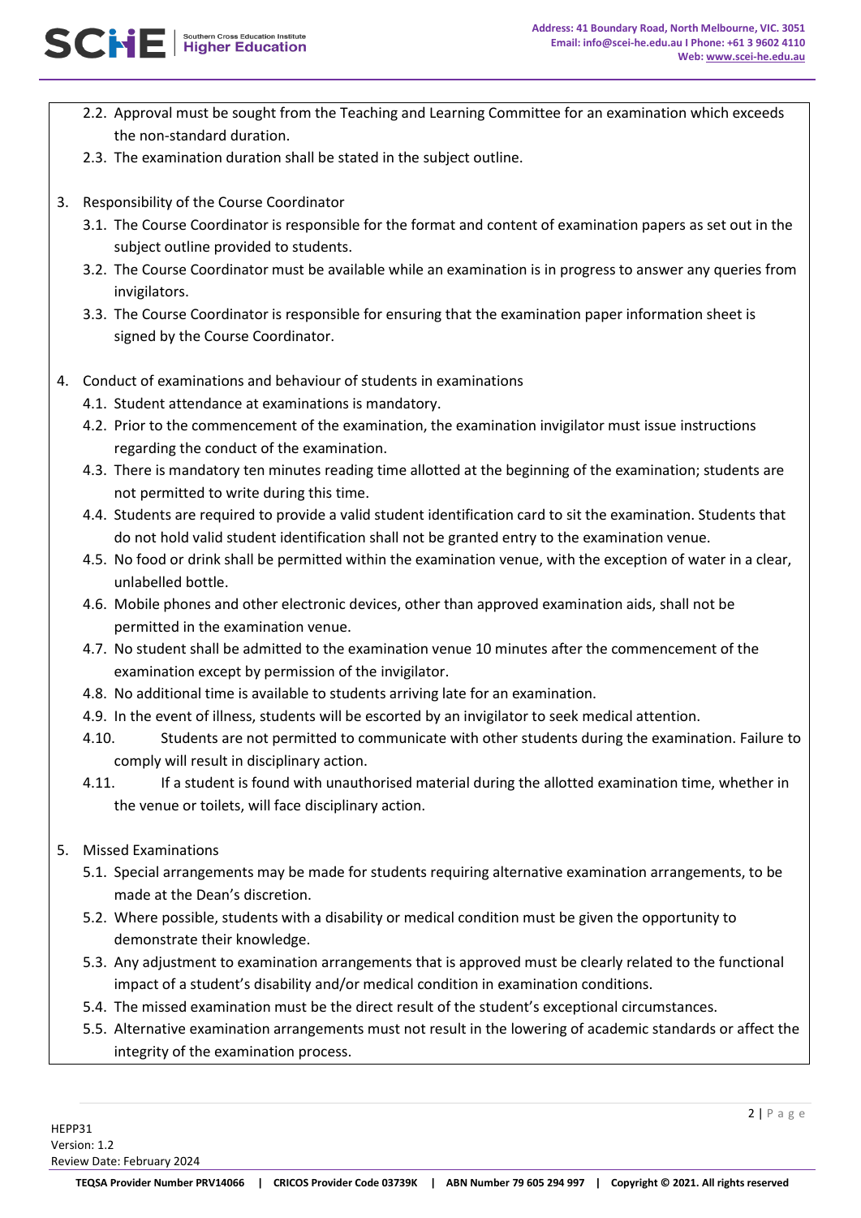2.2. Approval must be sought from the Teaching and Learning Committee for an examination which exceeds the non-standard duration.

2.3. The examination duration shall be stated in the subject outline.

3. Responsibility of the Course Coordinator

   3.1. The Course Coordinator is responsible for the format and content of examination papers as set out in the subject outline provided to students.

   3.2. The Course Coordinator must be available while an examination is in progress to answer any queries from invigilators.

   3.3. The Course Coordinator is responsible for ensuring that the examination paper information sheet is signed by the Course Coordinator.

4. Conduct of examinations and behaviour of students in examinations

   4.1. Student attendance at examinations is mandatory.

   4.2. Prior to the commencement of the examination, the examination invigilator must issue instructions regarding the conduct of the examination.

   4.3. There is mandatory ten minutes reading time allotted at the beginning of the examination; students are not permitted to write during this time.

   4.4. Students are required to provide a valid student identification card to sit the examination. Students that do not hold valid student identification shall not be granted entry to the examination venue.

   4.5. No food or drink shall be permitted within the examination venue, with the exception of water in a clear, unlabelled bottle.

   4.6. Mobile phones and other electronic devices, other than approved examination aids, shall not be permitted in the examination venue.

   4.7. No student shall be admitted to the examination venue 10 minutes after the commencement of the examination except by permission of the invigilator.

   4.8. No additional time is available to students arriving late for an examination.

   4.9. In the event of illness, students will be escorted by an invigilator to seek medical attention.

   4.10. Students are not permitted to communicate with other students during the examination. Failure to comply will result in disciplinary action.

   4.11. If a student is found with unauthorised material during the allotted examination time, whether in the venue or toilets, will face disciplinary action.

5. Missed Examinations

   5.1. Special arrangements may be made for students requiring alternative examination arrangements, to be made at the Dean's discretion.

   5.2. Where possible, students with a disability or medical condition must be given the opportunity to demonstrate their knowledge.

   5.3. Any adjustment to examination arrangements that is approved must be clearly related to the functional impact of a student's disability and/or medical condition in examination conditions.

   5.4. The missed examination must be the direct result of the student's exceptional circumstances.

   5.5. Alternative examination arrangements must not result in the lowering of academic standards or affect the integrity of the examination process.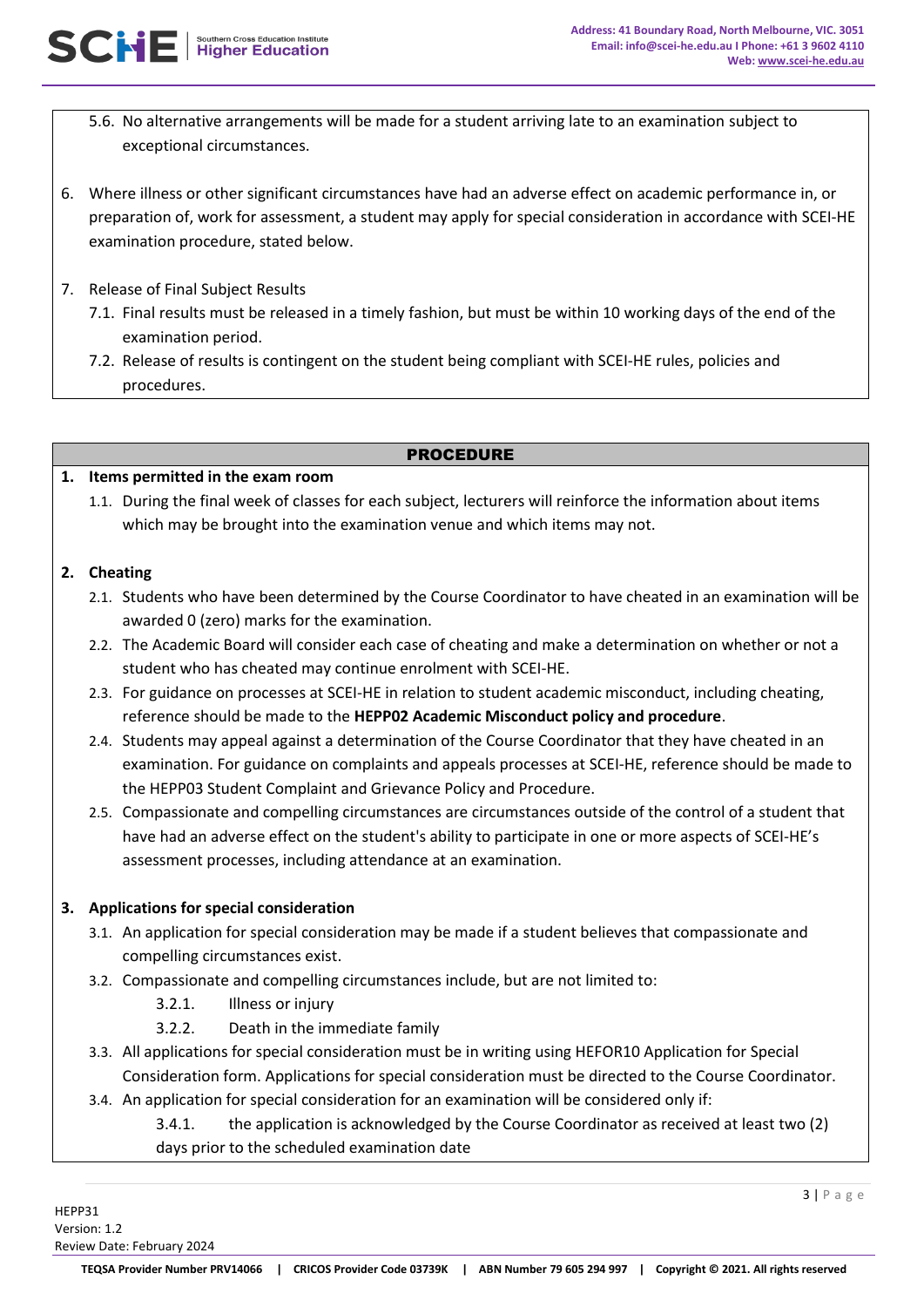5.6. No alternative arrangements will be made for a student arriving late to an examination subject to exceptional circumstances.

6. Where illness or other significant circumstances have had an adverse effect on academic performance in, or preparation of, work for assessment, a student may apply for special consideration in accordance with SCEI-HE examination procedure, stated below.

7. Release of Final Subject Results
   - 7.1. Final results must be released in a timely fashion, but must be within 10 working days of the end of the examination period.
   - 7.2. Release of results is contingent on the student being compliant with SCEI-HE rules, policies and procedures.

## PROCEDURE

**1. Items permitted in the exam room**

1.1. During the final week of classes for each subject, lecturers will reinforce the information about items which may be brought into the examination venue and which items may not.

**2. Cheating**

2.1. Students who have been determined by the Course Coordinator to have cheated in an examination will be awarded 0 (zero) marks for the examination.

2.2. The Academic Board will consider each case of cheating and make a determination on whether or not a student who has cheated may continue enrolment with SCEI-HE.

2.3. For guidance on processes at SCEI-HE in relation to student academic misconduct, including cheating, reference should be made to the **HEPP02 Academic Misconduct policy and procedure**.

2.4. Students may appeal against a determination of the Course Coordinator that they have cheated in an examination. For guidance on complaints and appeals processes at SCEI-HE, reference should be made to the HEPP03 Student Complaint and Grievance Policy and Procedure.

2.5. Compassionate and compelling circumstances are circumstances outside of the control of a student that have had an adverse effect on the student's ability to participate in one or more aspects of SCEI-HE's assessment processes, including attendance at an examination.

**3. Applications for special consideration**

3.1. An application for special consideration may be made if a student believes that compassionate and compelling circumstances exist.

3.2. Compassionate and compelling circumstances include, but are not limited to:

- 3.2.1. Illness or injury
- 3.2.2. Death in the immediate family

3.3. All applications for special consideration must be in writing using HEFOR10 Application for Special Consideration form. Applications for special consideration must be directed to the Course Coordinator.

3.4. An application for special consideration for an examination will be considered only if:

- 3.4.1. the application is acknowledged by the Course Coordinator as received at least two (2) days prior to the scheduled examination date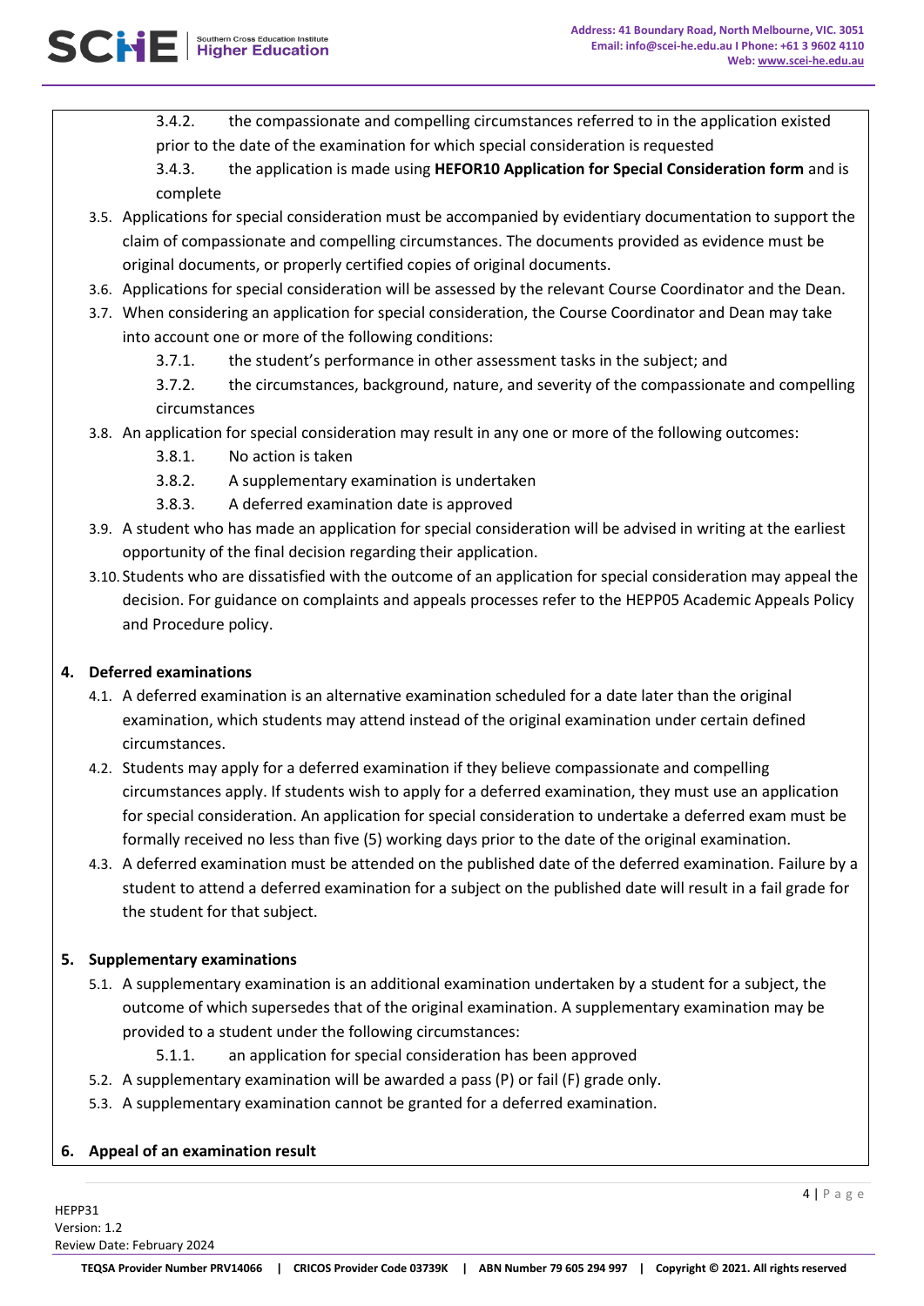3.4.2. the compassionate and compelling circumstances referred to in the application existed prior to the date of the examination for which special consideration is requested

3.4.3. the application is made using **HEFOR10 Application for Special Consideration form** and is complete

3.5. Applications for special consideration must be accompanied by evidentiary documentation to support the claim of compassionate and compelling circumstances. The documents provided as evidence must be original documents, or properly certified copies of original documents.

3.6. Applications for special consideration will be assessed by the relevant Course Coordinator and the Dean.

3.7. When considering an application for special consideration, the Course Coordinator and Dean may take into account one or more of the following conditions:

3.7.1. the student's performance in other assessment tasks in the subject; and

3.7.2. the circumstances, background, nature, and severity of the compassionate and compelling circumstances

3.8. An application for special consideration may result in any one or more of the following outcomes:

3.8.1. No action is taken

3.8.2. A supplementary examination is undertaken

3.8.3. A deferred examination date is approved

3.9. A student who has made an application for special consideration will be advised in writing at the earliest opportunity of the final decision regarding their application.

3.10. Students who are dissatisfied with the outcome of an application for special consideration may appeal the decision. For guidance on complaints and appeals processes refer to the HEPP05 Academic Appeals Policy and Procedure policy.

## 4. Deferred examinations

4.1. A deferred examination is an alternative examination scheduled for a date later than the original examination, which students may attend instead of the original examination under certain defined circumstances.

4.2. Students may apply for a deferred examination if they believe compassionate and compelling circumstances apply. If students wish to apply for a deferred examination, they must use an application for special consideration. An application for special consideration to undertake a deferred exam must be formally received no less than five (5) working days prior to the date of the original examination.

4.3. A deferred examination must be attended on the published date of the deferred examination. Failure by a student to attend a deferred examination for a subject on the published date will result in a fail grade for the student for that subject.

## 5. Supplementary examinations

5.1. A supplementary examination is an additional examination undertaken by a student for a subject, the outcome of which supersedes that of the original examination. A supplementary examination may be provided to a student under the following circumstances:

5.1.1. an application for special consideration has been approved

5.2. A supplementary examination will be awarded a pass (P) or fail (F) grade only.

5.3. A supplementary examination cannot be granted for a deferred examination.

## 6. Appeal of an examination result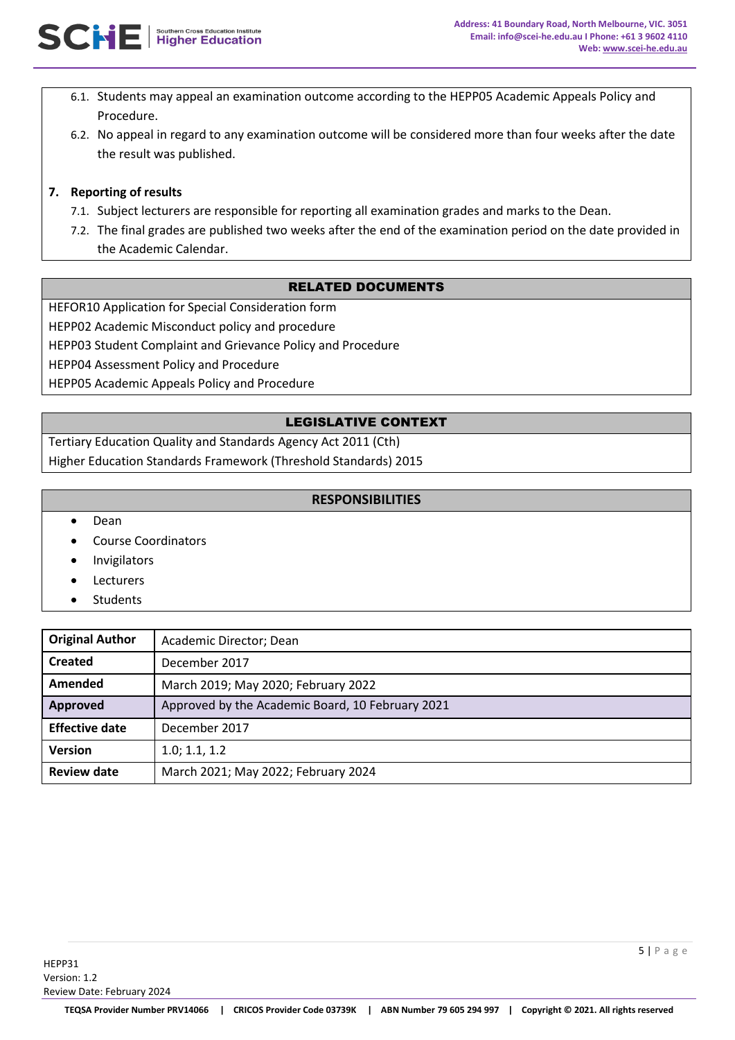6.1. Students may appeal an examination outcome according to the HEPP05 Academic Appeals Policy and Procedure.

6.2. No appeal in regard to any examination outcome will be considered more than four weeks after the date the result was published.

**7. Reporting of results**

7.1. Subject lecturers are responsible for reporting all examination grades and marks to the Dean.

7.2. The final grades are published two weeks after the end of the examination period on the date provided in the Academic Calendar.

## RELATED DOCUMENTS

HEFOR10 Application for Special Consideration form

HEPP02 Academic Misconduct policy and procedure

HEPP03 Student Complaint and Grievance Policy and Procedure

HEPP04 Assessment Policy and Procedure

HEPP05 Academic Appeals Policy and Procedure

## LEGISLATIVE CONTEXT

Tertiary Education Quality and Standards Agency Act 2011 (Cth)

Higher Education Standards Framework (Threshold Standards) 2015

## RESPONSIBILITIES

- Dean
- Course Coordinators
- Invigilators
- Lecturers
- Students

| | |
|---|---|
| **Original Author** | Academic Director; Dean |
| **Created** | December 2017 |
| **Amended** | March 2019; May 2020; February 2022 |
| **Approved** | Approved by the Academic Board, 10 February 2021 |
| **Effective date** | December 2017 |
| **Version** | 1.0; 1.1, 1.2 |
| **Review date** | March 2021; May 2022; February 2024 |